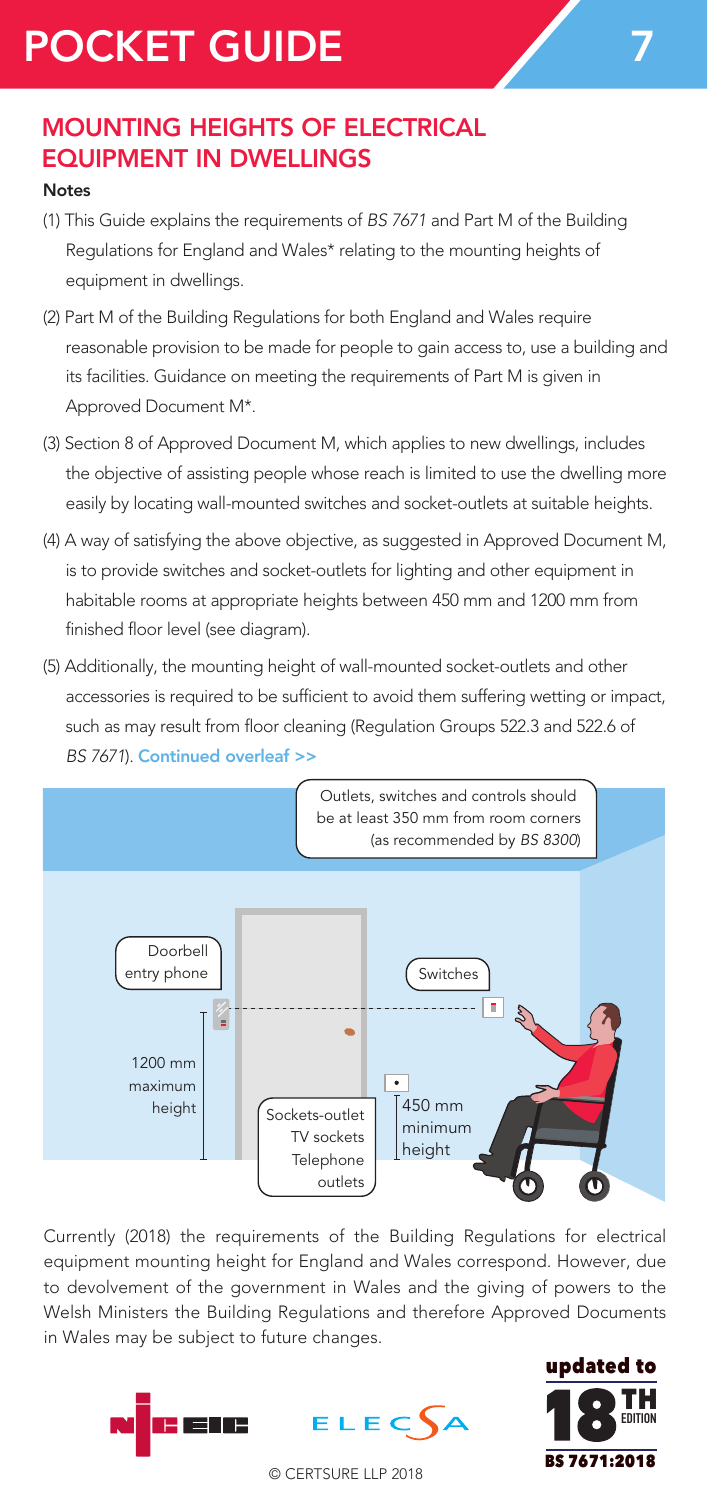# POCKET GUIDE 7

## MOUNTING HEIGHTS OF ELECTRICAL EQUIPMENT IN DWELLINGS

**Notes**

(1) This Guide explains the requirements of *BS 7671* and Part M of the Building Regulations for England and Wales* relating to the mounting heights of equipment in dwellings.

(2) Part M of the Building Regulations for both England and Wales require reasonable provision to be made for people to gain access to, use a building and its facilities. Guidance on meeting the requirements of Part M is given in Approved Document M*.

(3) Section 8 of Approved Document M, which applies to new dwellings, includes the objective of assisting people whose reach is limited to use the dwelling more easily by locating wall-mounted switches and socket-outlets at suitable heights.

(4) A way of satisfying the above objective, as suggested in Approved Document M, is to provide switches and socket-outlets for lighting and other equipment in habitable rooms at appropriate heights between 450 mm and 1200 mm from finished floor level (see diagram).

(5) Additionally, the mounting height of wall-mounted socket-outlets and other accessories is required to be sufficient to avoid them suffering wetting or impact, such as may result from floor cleaning (Regulation Groups 522.3 and 522.6 of *BS 7671*). **Continued overleaf >>**

Outlets, switches and controls should be at least 350 mm from room corners (as recommended by *BS 8300*)

Doorbell entry phone

Switches

1200 mm maximum height

Sockets-outlet TV sockets Telephone outlets

450 mm minimum height

Currently (2018) the requirements of the Building Regulations for electrical equipment mounting height for England and Wales correspond. However, due to devolvement of the government in Wales and the giving of powers to the Welsh Ministers the Building Regulations and therefore Approved Documents in Wales may be subject to future changes.

updated to 18TH EDITION BS 7671:2018

© CERTSURE LLP 2018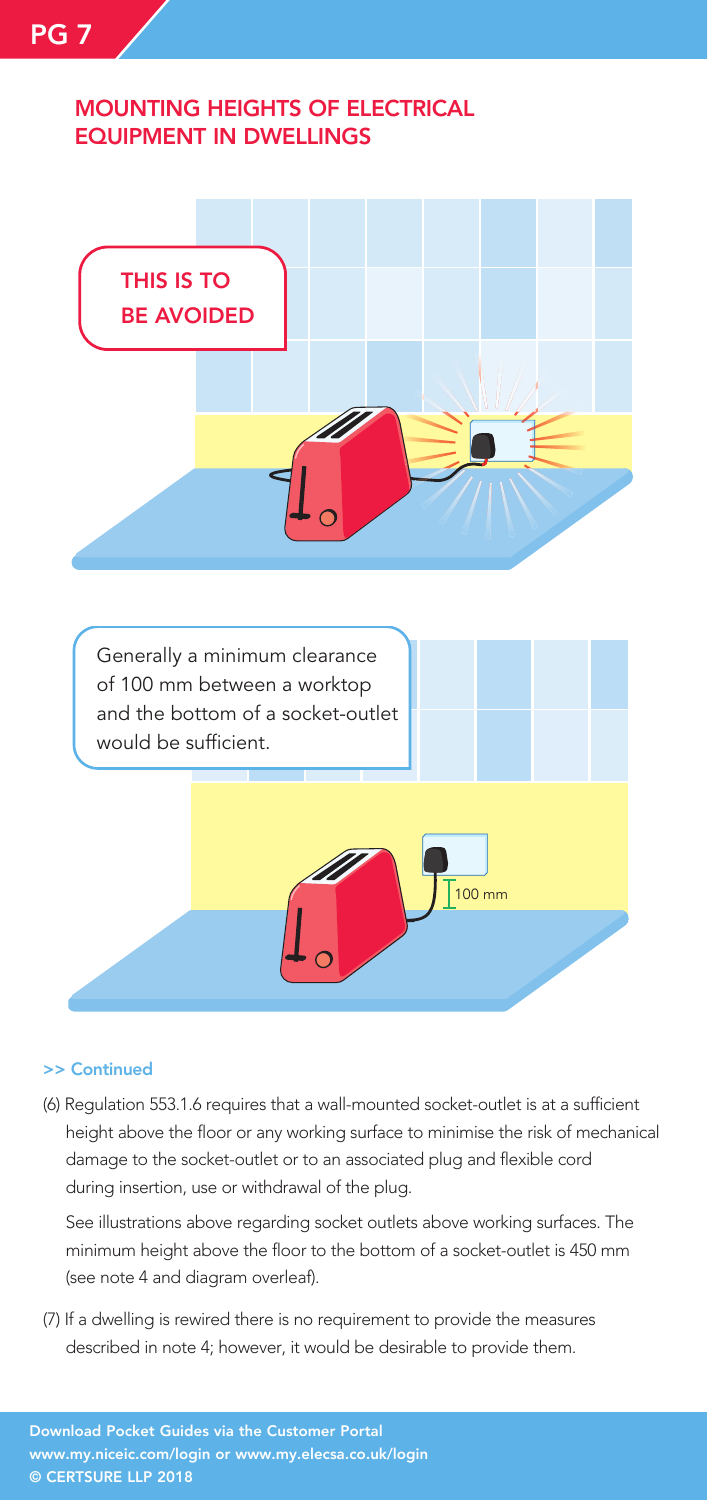## MOUNTING HEIGHTS OF ELECTRICAL EQUIPMENT IN DWELLINGS

THIS IS TO BE AVOIDED

Generally a minimum clearance of 100 mm between a worktop and the bottom of a socket-outlet would be sufficient.

100 mm

**>> Continued**

(6) Regulation 553.1.6 requires that a wall-mounted socket-outlet is at a sufficient height above the floor or any working surface to minimise the risk of mechanical damage to the socket-outlet or to an associated plug and flexible cord during insertion, use or withdrawal of the plug.

See illustrations above regarding socket outlets above working surfaces. The minimum height above the floor to the bottom of a socket-outlet is 450 mm (see note 4 and diagram overleaf).

(7) If a dwelling is rewired there is no requirement to provide the measures described in note 4; however, it would be desirable to provide them.

**Download Pocket Guides via the Customer Portal www.my.niceic.com/login or www.my.elecsa.co.uk/login © CERTSURE LLP 2018**